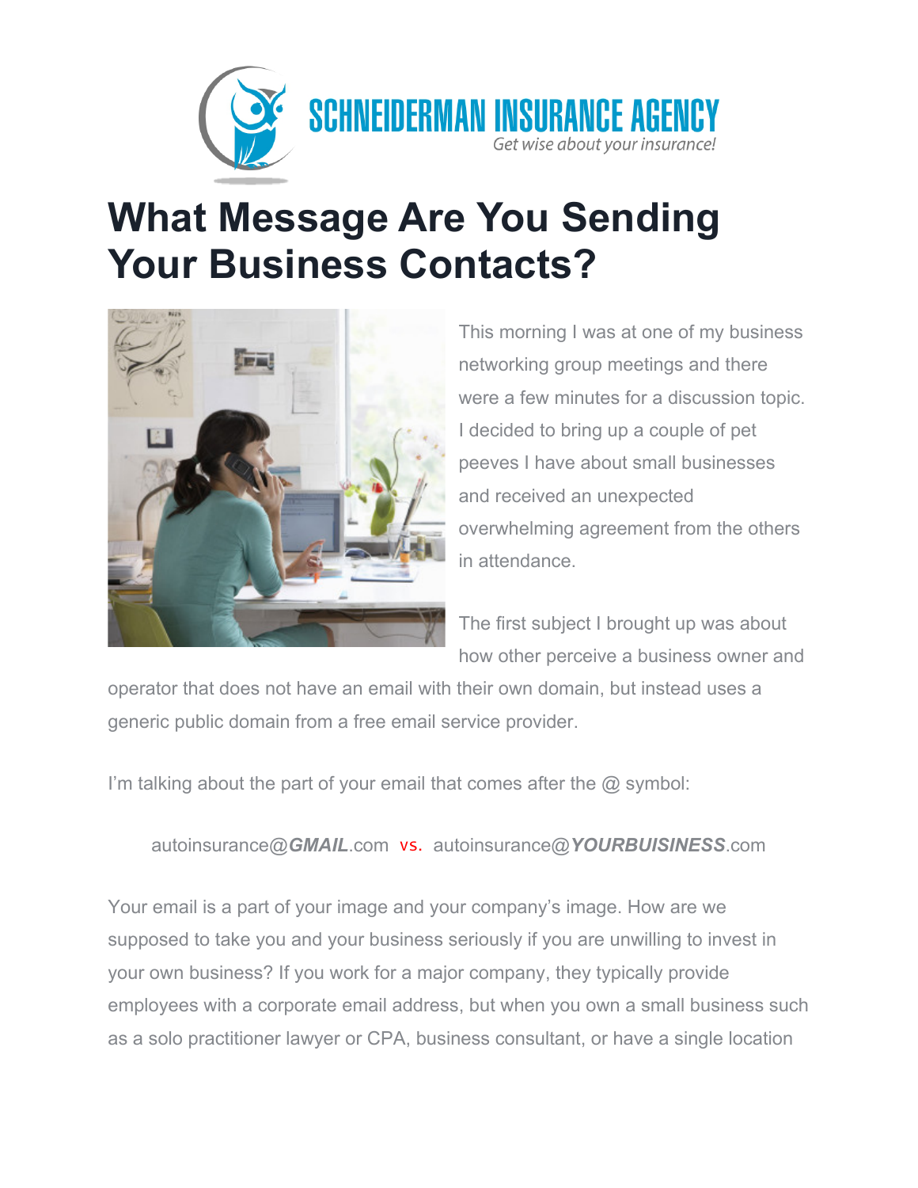SCHNEIDERMAN INSURANCE AGENCY

*Get wise about your insurance!*

# What Message Are You Sending Your Business Contacts?

This morning I was at one of my business networking group meetings and there were a few minutes for a discussion topic. I decided to bring up a couple of pet peeves I have about small businesses and received an unexpected overwhelming agreement from the others in attendance.

The first subject I brought up was about how other perceive a business owner and operator that does not have an email with their own domain, but instead uses a generic public domain from a free email service provider.

I'm talking about the part of your email that comes after the @ symbol:

autoinsurance@***GMAIL***.com vs. autoinsurance@***YOURBUISINESS***.com

Your email is a part of your image and your company's image. How are we supposed to take you and your business seriously if you are unwilling to invest in your own business? If you work for a major company, they typically provide employees with a corporate email address, but when you own a small business such as a solo practitioner lawyer or CPA, business consultant, or have a single location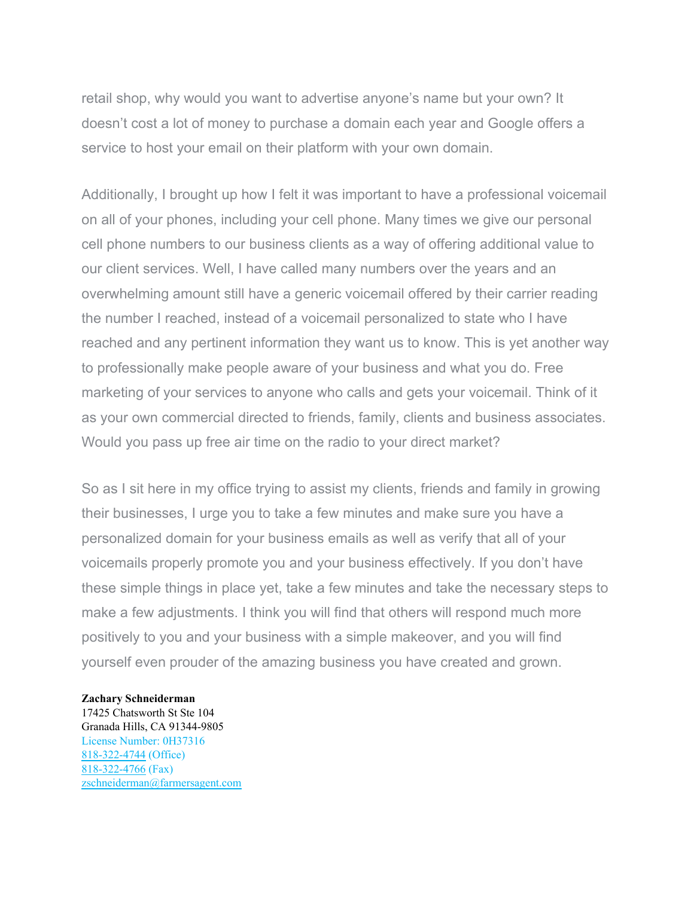retail shop, why would you want to advertise anyone's name but your own? It doesn't cost a lot of money to purchase a domain each year and Google offers a service to host your email on their platform with your own domain.

Additionally, I brought up how I felt it was important to have a professional voicemail on all of your phones, including your cell phone. Many times we give our personal cell phone numbers to our business clients as a way of offering additional value to our client services. Well, I have called many numbers over the years and an overwhelming amount still have a generic voicemail offered by their carrier reading the number I reached, instead of a voicemail personalized to state who I have reached and any pertinent information they want us to know. This is yet another way to professionally make people aware of your business and what you do. Free marketing of your services to anyone who calls and gets your voicemail. Think of it as your own commercial directed to friends, family, clients and business associates. Would you pass up free air time on the radio to your direct market?

So as I sit here in my office trying to assist my clients, friends and family in growing their businesses, I urge you to take a few minutes and make sure you have a personalized domain for your business emails as well as verify that all of your voicemails properly promote you and your business effectively. If you don't have these simple things in place yet, take a few minutes and take the necessary steps to make a few adjustments. I think you will find that others will respond much more positively to you and your business with a simple makeover, and you will find yourself even prouder of the amazing business you have created and grown.

**Zachary Schneiderman**
17425 Chatsworth St Ste 104
Granada Hills, CA 91344-9805
License Number: 0H37316
818-322-4744 (Office)
818-322-4766 (Fax)
zschneiderman@farmersagent.com